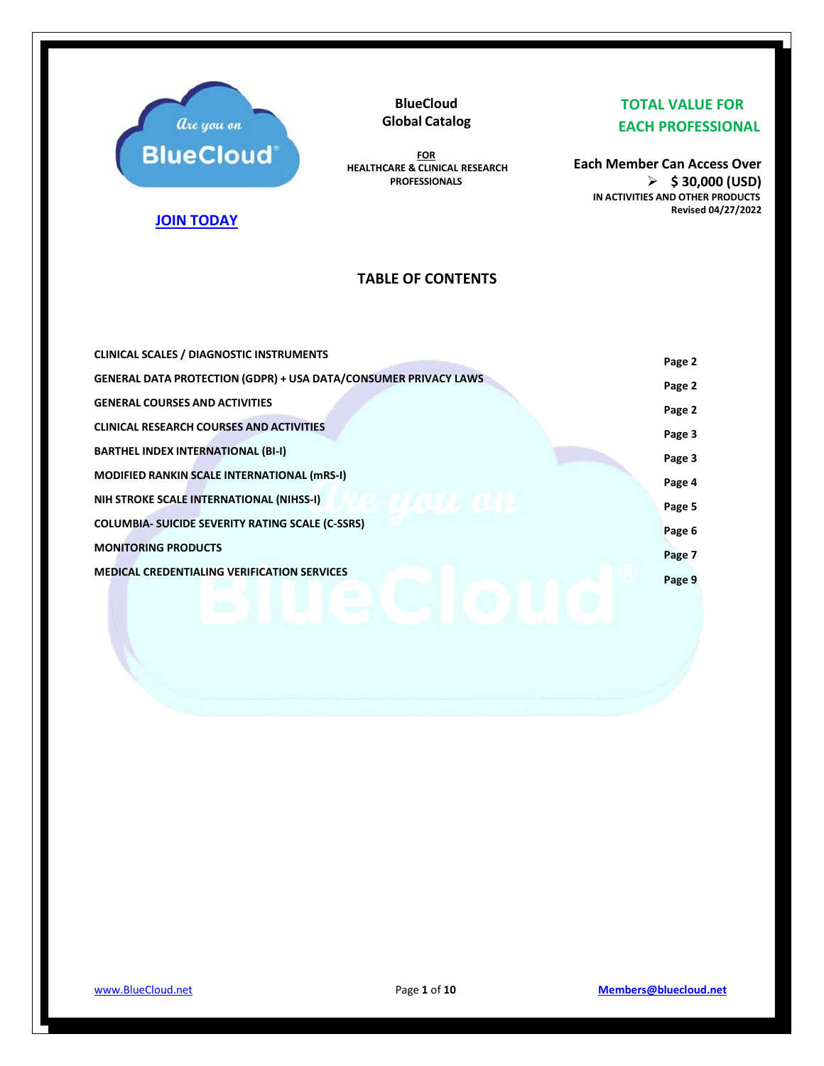**JOIN TODAY**

**BlueCloud Global Catalog**

**FOR HEALTHCARE & CLINICAL RESEARCH PROFESSIONALS**

**TOTAL VALUE FOR EACH PROFESSIONAL**

**Each Member Can Access Over**
- **$ 30,000 (USD)**

**IN ACTIVITIES AND OTHER PRODUCTS**
**Revised 04/27/2022**

## TABLE OF CONTENTS

| | |
|---|---|
| **CLINICAL SCALES / DIAGNOSTIC INSTRUMENTS** | **Page 2** |
| **GENERAL DATA PROTECTION (GDPR) + USA DATA/CONSUMER PRIVACY LAWS** | **Page 2** |
| **GENERAL COURSES AND ACTIVITIES** | **Page 2** |
| **CLINICAL RESEARCH COURSES AND ACTIVITIES** | **Page 3** |
| **BARTHEL INDEX INTERNATIONAL (BI-I)** | **Page 3** |
| **MODIFIED RANKIN SCALE INTERNATIONAL (mRS-I)** | **Page 4** |
| **NIH STROKE SCALE INTERNATIONAL (NIHSS-I)** | **Page 5** |
| **COLUMBIA- SUICIDE SEVERITY RATING SCALE (C-SSRS)** | **Page 6** |
| **MONITORING PRODUCTS** | **Page 7** |
| **MEDICAL CREDENTIALING VERIFICATION SERVICES** | **Page 9** |

www.BlueCloud.net

**Members@bluecloud.net**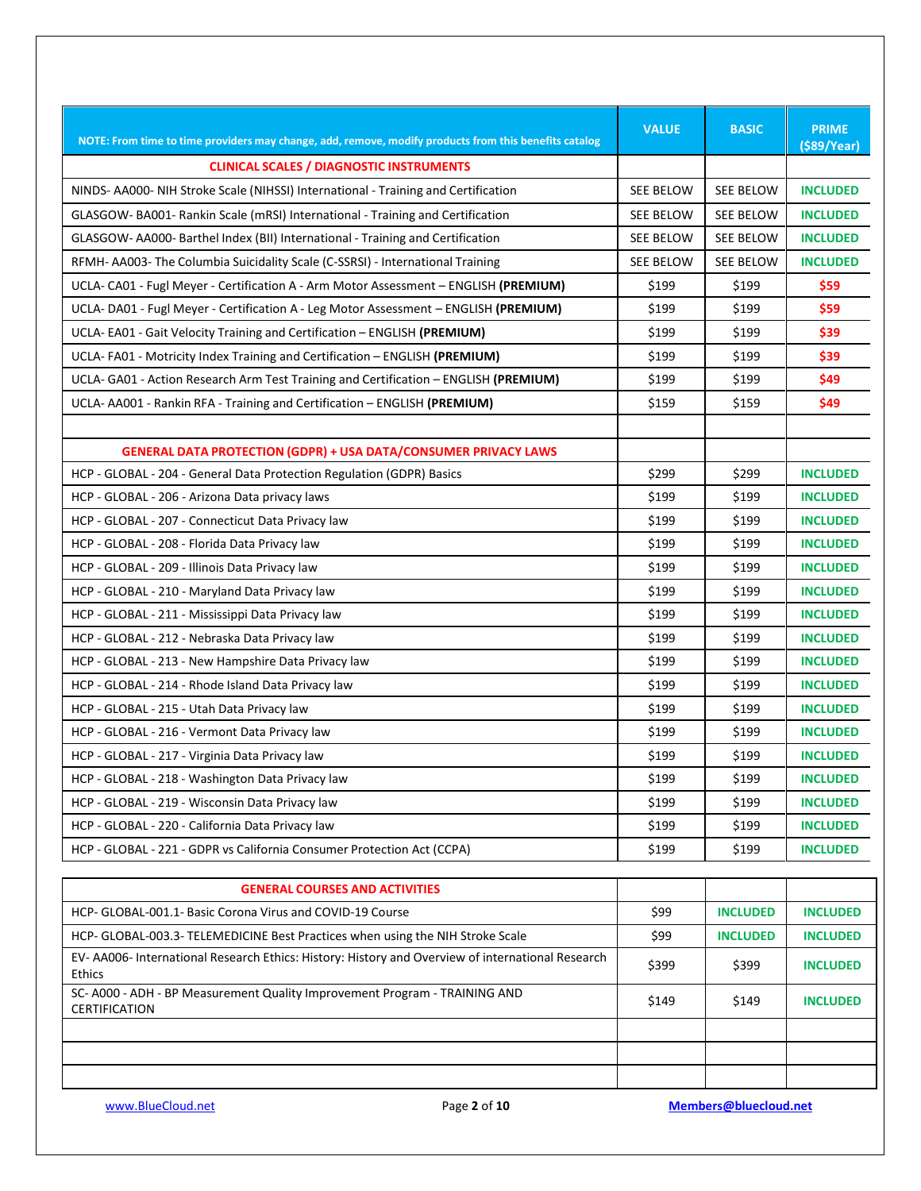| NOTE: From time to time providers may change, add, remove, modify products from this benefits catalog | VALUE | BASIC | PRIME ($89/Year) |
|---|---|---|---|
| **CLINICAL SCALES / DIAGNOSTIC INSTRUMENTS** | | | |
| NINDS- AA000- NIH Stroke Scale (NIHSSI) International - Training and Certification | SEE BELOW | SEE BELOW | INCLUDED |
| GLASGOW- BA001- Rankin Scale (mRSI) International - Training and Certification | SEE BELOW | SEE BELOW | INCLUDED |
| GLASGOW- AA000- Barthel Index (BII) International - Training and Certification | SEE BELOW | SEE BELOW | INCLUDED |
| RFMH- AA003- The Columbia Suicidality Scale (C-SSRSI) - International Training | SEE BELOW | SEE BELOW | INCLUDED |
| UCLA- CA01 - Fugl Meyer - Certification A - Arm Motor Assessment – ENGLISH **(PREMIUM)** | $199 | $199 | $59 |
| UCLA- DA01 - Fugl Meyer - Certification A - Leg Motor Assessment – ENGLISH **(PREMIUM)** | $199 | $199 | $59 |
| UCLA- EA01 - Gait Velocity Training and Certification – ENGLISH **(PREMIUM)** | $199 | $199 | $39 |
| UCLA- FA01 - Motricity Index Training and Certification – ENGLISH **(PREMIUM)** | $199 | $199 | $39 |
| UCLA- GA01 - Action Research Arm Test Training and Certification – ENGLISH **(PREMIUM)** | $199 | $199 | $49 |
| UCLA- AA001 - Rankin RFA - Training and Certification – ENGLISH **(PREMIUM)** | $159 | $159 | $49 |
| | | | |
| **GENERAL DATA PROTECTION (GDPR) + USA DATA/CONSUMER PRIVACY LAWS** | | | |
| HCP - GLOBAL - 204 - General Data Protection Regulation (GDPR) Basics | $299 | $299 | INCLUDED |
| HCP - GLOBAL - 206 - Arizona Data privacy laws | $199 | $199 | INCLUDED |
| HCP - GLOBAL - 207 - Connecticut Data Privacy law | $199 | $199 | INCLUDED |
| HCP - GLOBAL - 208 - Florida Data Privacy law | $199 | $199 | INCLUDED |
| HCP - GLOBAL - 209 - Illinois Data Privacy law | $199 | $199 | INCLUDED |
| HCP - GLOBAL - 210 - Maryland Data Privacy law | $199 | $199 | INCLUDED |
| HCP - GLOBAL - 211 - Mississippi Data Privacy law | $199 | $199 | INCLUDED |
| HCP - GLOBAL - 212 - Nebraska Data Privacy law | $199 | $199 | INCLUDED |
| HCP - GLOBAL - 213 - New Hampshire Data Privacy law | $199 | $199 | INCLUDED |
| HCP - GLOBAL - 214 - Rhode Island Data Privacy law | $199 | $199 | INCLUDED |
| HCP - GLOBAL - 215 - Utah Data Privacy law | $199 | $199 | INCLUDED |
| HCP - GLOBAL - 216 - Vermont Data Privacy law | $199 | $199 | INCLUDED |
| HCP - GLOBAL - 217 - Virginia Data Privacy law | $199 | $199 | INCLUDED |
| HCP - GLOBAL - 218 - Washington Data Privacy law | $199 | $199 | INCLUDED |
| HCP - GLOBAL - 219 - Wisconsin Data Privacy law | $199 | $199 | INCLUDED |
| HCP - GLOBAL - 220 - California Data Privacy law | $199 | $199 | INCLUDED |
| HCP - GLOBAL - 221 - GDPR vs California Consumer Protection Act (CCPA) | $199 | $199 | INCLUDED |

| **GENERAL COURSES AND ACTIVITIES** | | | |
|---|---|---|---|
| HCP- GLOBAL-001.1- Basic Corona Virus and COVID-19 Course | $99 | INCLUDED | INCLUDED |
| HCP- GLOBAL-003.3- TELEMEDICINE Best Practices when using the NIH Stroke Scale | $99 | INCLUDED | INCLUDED |
| EV- AA006- International Research Ethics: History: History and Overview of international Research Ethics | $399 | $399 | INCLUDED |
| SC- A000 - ADH - BP Measurement Quality Improvement Program - TRAINING AND CERTIFICATION | $149 | $149 | INCLUDED |
| | | | |
| | | | |
| | | | |

www.BlueCloud.net | Members@bluecloud.net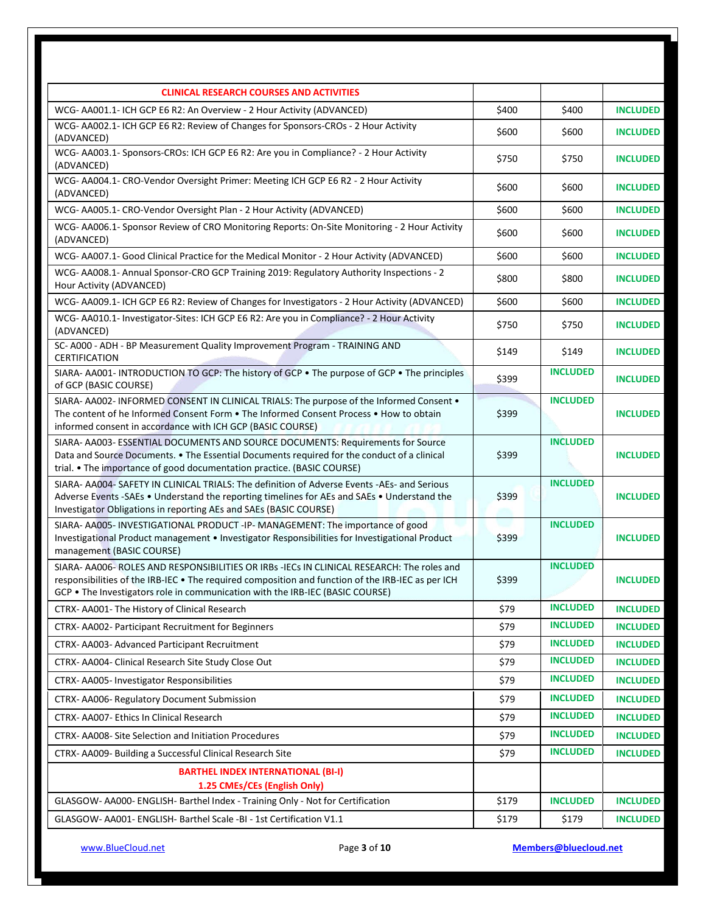| CLINICAL RESEARCH COURSES AND ACTIVITIES | | | |
|---|---|---|---|
| WCG- AA001.1- ICH GCP E6 R2: An Overview - 2 Hour Activity (ADVANCED) | $400 | $400 | **INCLUDED** |
| WCG- AA002.1- ICH GCP E6 R2: Review of Changes for Sponsors-CROs - 2 Hour Activity (ADVANCED) | $600 | $600 | **INCLUDED** |
| WCG- AA003.1- Sponsors-CROs: ICH GCP E6 R2: Are you in Compliance? - 2 Hour Activity (ADVANCED) | $750 | $750 | **INCLUDED** |
| WCG- AA004.1- CRO-Vendor Oversight Primer: Meeting ICH GCP E6 R2 - 2 Hour Activity (ADVANCED) | $600 | $600 | **INCLUDED** |
| WCG- AA005.1- CRO-Vendor Oversight Plan - 2 Hour Activity (ADVANCED) | $600 | $600 | **INCLUDED** |
| WCG- AA006.1- Sponsor Review of CRO Monitoring Reports: On-Site Monitoring - 2 Hour Activity (ADVANCED) | $600 | $600 | **INCLUDED** |
| WCG- AA007.1- Good Clinical Practice for the Medical Monitor - 2 Hour Activity (ADVANCED) | $600 | $600 | **INCLUDED** |
| WCG- AA008.1- Annual Sponsor-CRO GCP Training 2019: Regulatory Authority Inspections - 2 Hour Activity (ADVANCED) | $800 | $800 | **INCLUDED** |
| WCG- AA009.1- ICH GCP E6 R2: Review of Changes for Investigators - 2 Hour Activity (ADVANCED) | $600 | $600 | **INCLUDED** |
| WCG- AA010.1- Investigator-Sites: ICH GCP E6 R2: Are you in Compliance? - 2 Hour Activity (ADVANCED) | $750 | $750 | **INCLUDED** |
| SC- A000 - ADH - BP Measurement Quality Improvement Program - TRAINING AND CERTIFICATION | $149 | $149 | **INCLUDED** |
| SIARA- AA001- INTRODUCTION TO GCP: The history of GCP • The purpose of GCP • The principles of GCP (BASIC COURSE) | $399 | **INCLUDED** | **INCLUDED** |
| SIARA- AA002- INFORMED CONSENT IN CLINICAL TRIALS: The purpose of the Informed Consent • The content of he Informed Consent Form • The Informed Consent Process • How to obtain informed consent in accordance with ICH GCP (BASIC COURSE) | $399 | **INCLUDED** | **INCLUDED** |
| SIARA- AA003- ESSENTIAL DOCUMENTS AND SOURCE DOCUMENTS: Requirements for Source Data and Source Documents. • The Essential Documents required for the conduct of a clinical trial. • The importance of good documentation practice. (BASIC COURSE) | $399 | **INCLUDED** | **INCLUDED** |
| SIARA- AA004- SAFETY IN CLINICAL TRIALS: The definition of Adverse Events -AEs- and Serious Adverse Events -SAEs • Understand the reporting timelines for AEs and SAEs • Understand the Investigator Obligations in reporting AEs and SAEs (BASIC COURSE) | $399 | **INCLUDED** | **INCLUDED** |
| SIARA- AA005- INVESTIGATIONAL PRODUCT -IP- MANAGEMENT: The importance of good Investigational Product management • Investigator Responsibilities for Investigational Product management (BASIC COURSE) | $399 | **INCLUDED** | **INCLUDED** |
| SIARA- AA006- ROLES AND RESPONSIBILITIES OF IRBs -IECs IN CLINICAL RESEARCH: The roles and responsibilities of the IRB-IEC • The required composition and function of the IRB-IEC as per ICH GCP • The Investigators role in communication with the IRB-IEC (BASIC COURSE) | $399 | **INCLUDED** | **INCLUDED** |
| CTRX- AA001- The History of Clinical Research | $79 | **INCLUDED** | **INCLUDED** |
| CTRX- AA002- Participant Recruitment for Beginners | $79 | **INCLUDED** | **INCLUDED** |
| CTRX- AA003- Advanced Participant Recruitment | $79 | **INCLUDED** | **INCLUDED** |
| CTRX- AA004- Clinical Research Site Study Close Out | $79 | **INCLUDED** | **INCLUDED** |
| CTRX- AA005- Investigator Responsibilities | $79 | **INCLUDED** | **INCLUDED** |
| CTRX- AA006- Regulatory Document Submission | $79 | **INCLUDED** | **INCLUDED** |
| CTRX- AA007- Ethics In Clinical Research | $79 | **INCLUDED** | **INCLUDED** |
| CTRX- AA008- Site Selection and Initiation Procedures | $79 | **INCLUDED** | **INCLUDED** |
| CTRX- AA009- Building a Successful Clinical Research Site | $79 | **INCLUDED** | **INCLUDED** |
| **BARTHEL INDEX INTERNATIONAL (BI-I) 1.25 CMEs/CEs (English Only)** | | | |
| GLASGOW- AA000- ENGLISH- Barthel Index - Training Only - Not for Certification | $179 | **INCLUDED** | **INCLUDED** |
| GLASGOW- AA001- ENGLISH- Barthel Scale -BI - 1st Certification V1.1 | $179 | $179 | **INCLUDED** |

www.BlueCloud.net | Members@bluecloud.net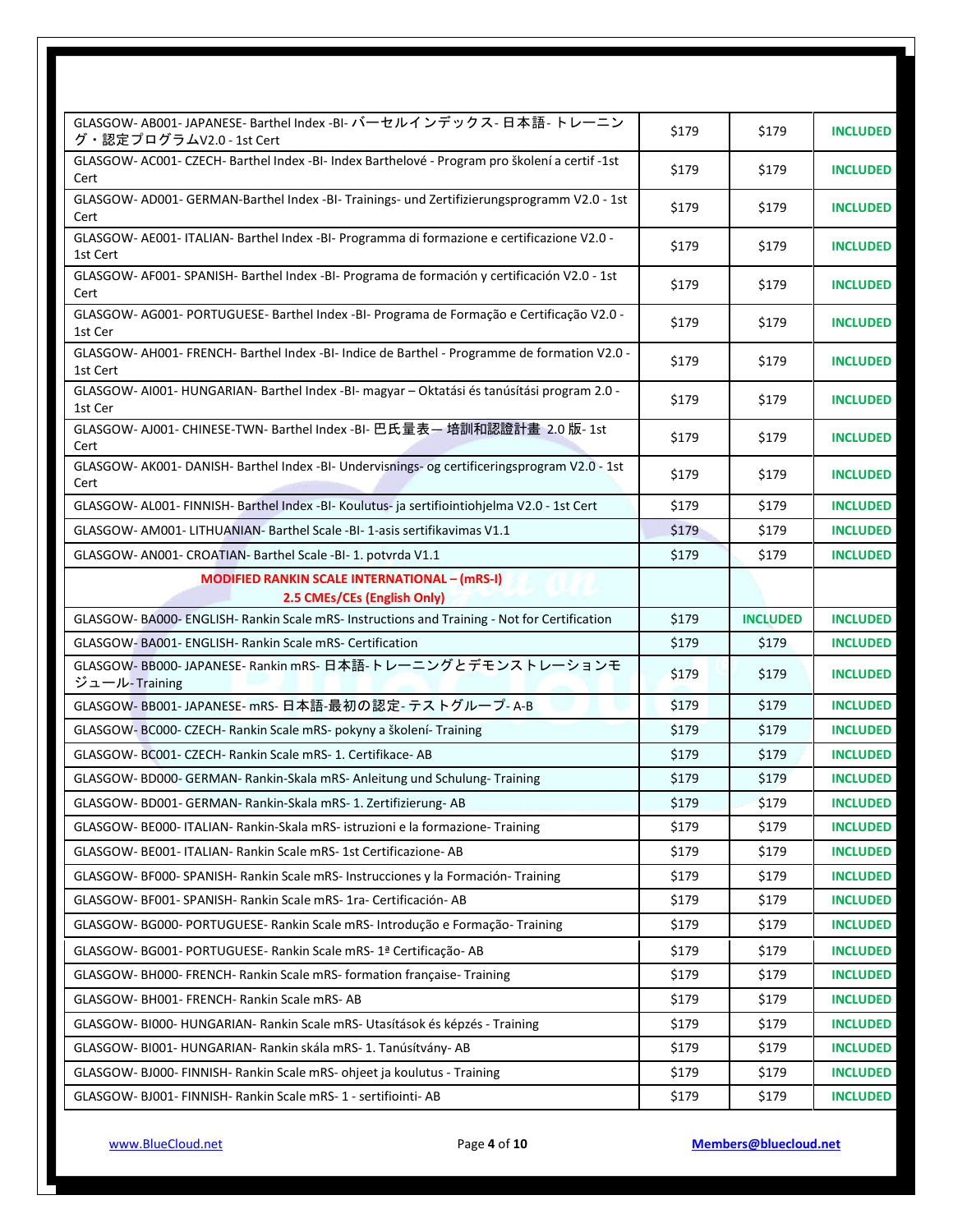| | | | |
|---|---|---|---|
| GLASGOW- AB001- JAPANESE- Barthel Index -BI- バーセルインデックス- 日本語- トレーニング・認定プログラムV2.0 - 1st Cert | $179 | $179 | **INCLUDED** |
| GLASGOW- AC001- CZECH- Barthel Index -BI- Index Barthelové - Program pro školení a certif -1st Cert | $179 | $179 | **INCLUDED** |
| GLASGOW- AD001- GERMAN-Barthel Index -BI- Trainings- und Zertifizierungsprogramm V2.0 - 1st Cert | $179 | $179 | **INCLUDED** |
| GLASGOW- AE001- ITALIAN- Barthel Index -BI- Programma di formazione e certificazione V2.0 - 1st Cert | $179 | $179 | **INCLUDED** |
| GLASGOW- AF001- SPANISH- Barthel Index -BI- Programa de formación y certificación V2.0 - 1st Cert | $179 | $179 | **INCLUDED** |
| GLASGOW- AG001- PORTUGUESE- Barthel Index -BI- Programa de Formação e Certificação V2.0 - 1st Cer | $179 | $179 | **INCLUDED** |
| GLASGOW- AH001- FRENCH- Barthel Index -BI- Indice de Barthel - Programme de formation V2.0 - 1st Cert | $179 | $179 | **INCLUDED** |
| GLASGOW- AI001- HUNGARIAN- Barthel Index -BI- magyar – Oktatási és tanúsítási program 2.0 - 1st Cer | $179 | $179 | **INCLUDED** |
| GLASGOW- AJ001- CHINESE-TWN- Barthel Index -BI- 巴氏量表— 培訓和認證計畫 2.0 版- 1st Cert | $179 | $179 | **INCLUDED** |
| GLASGOW- AK001- DANISH- Barthel Index -BI- Undervisnings- og certificeringsprogram V2.0 - 1st Cert | $179 | $179 | **INCLUDED** |
| GLASGOW- AL001- FINNISH- Barthel Index -BI- Koulutus- ja sertifiointiohjelma V2.0 - 1st Cert | $179 | $179 | **INCLUDED** |
| GLASGOW- AM001- LITHUANIAN- Barthel Scale -BI- 1-asis sertifikavimas V1.1 | $179 | $179 | **INCLUDED** |
| GLASGOW- AN001- CROATIAN- Barthel Scale -BI- 1. potvrda V1.1 | $179 | $179 | **INCLUDED** |
| **MODIFIED RANKIN SCALE INTERNATIONAL – (mRS-I) 2.5 CMEs/CEs (English Only)** | | | |
| GLASGOW- BA000- ENGLISH- Rankin Scale mRS- Instructions and Training - Not for Certification | $179 | **INCLUDED** | **INCLUDED** |
| GLASGOW- BA001- ENGLISH- Rankin Scale mRS- Certification | $179 | $179 | **INCLUDED** |
| GLASGOW- BB000- JAPANESE- Rankin mRS- 日本語- トレーニングとデモンストレーションモジュール- Training | $179 | $179 | **INCLUDED** |
| GLASGOW- BB001- JAPANESE- mRS- 日本語-最初の認定- テストグループ- A-B | $179 | $179 | **INCLUDED** |
| GLASGOW- BC000- CZECH- Rankin Scale mRS- pokyny a školení- Training | $179 | $179 | **INCLUDED** |
| GLASGOW- BC001- CZECH- Rankin Scale mRS- 1. Certifikace- AB | $179 | $179 | **INCLUDED** |
| GLASGOW- BD000- GERMAN- Rankin-Skala mRS- Anleitung und Schulung- Training | $179 | $179 | **INCLUDED** |
| GLASGOW- BD001- GERMAN- Rankin-Skala mRS- 1. Zertifizierung- AB | $179 | $179 | **INCLUDED** |
| GLASGOW- BE000- ITALIAN- Rankin-Skala mRS- istruzioni e la formazione- Training | $179 | $179 | **INCLUDED** |
| GLASGOW- BE001- ITALIAN- Rankin Scale mRS- 1st Certificazione- AB | $179 | $179 | **INCLUDED** |
| GLASGOW- BF000- SPANISH- Rankin Scale mRS- Instrucciones y la Formación- Training | $179 | $179 | **INCLUDED** |
| GLASGOW- BF001- SPANISH- Rankin Scale mRS- 1ra- Certificación- AB | $179 | $179 | **INCLUDED** |
| GLASGOW- BG000- PORTUGUESE- Rankin Scale mRS- Introdução e Formação- Training | $179 | $179 | **INCLUDED** |
| GLASGOW- BG001- PORTUGUESE- Rankin Scale mRS- 1ª Certificação- AB | $179 | $179 | **INCLUDED** |
| GLASGOW- BH000- FRENCH- Rankin Scale mRS- formation française- Training | $179 | $179 | **INCLUDED** |
| GLASGOW- BH001- FRENCH- Rankin Scale mRS- AB | $179 | $179 | **INCLUDED** |
| GLASGOW- BI000- HUNGARIAN- Rankin Scale mRS- Utasítások és képzés - Training | $179 | $179 | **INCLUDED** |
| GLASGOW- BI001- HUNGARIAN- Rankin skála mRS- 1. Tanúsítvány- AB | $179 | $179 | **INCLUDED** |
| GLASGOW- BJ000- FINNISH- Rankin Scale mRS- ohjeet ja koulutus - Training | $179 | $179 | **INCLUDED** |
| GLASGOW- BJ001- FINNISH- Rankin Scale mRS- 1 - sertifiointi- AB | $179 | $179 | **INCLUDED** |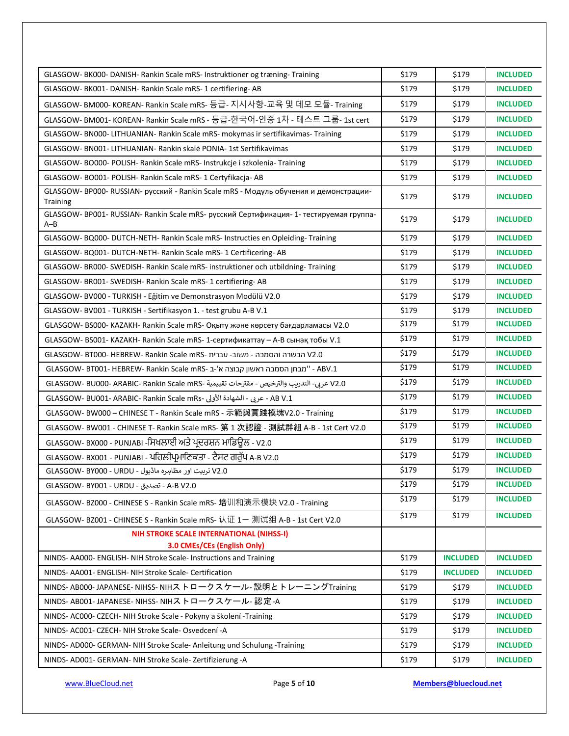| | | | |
|---|---|---|---|
| GLASGOW- BK000- DANISH- Rankin Scale mRS- Instruktioner og træning- Training | $179 | $179 | **INCLUDED** |
| GLASGOW- BK001- DANISH- Rankin Scale mRS- 1 certifiering- AB | $179 | $179 | **INCLUDED** |
| GLASGOW- BM000- KOREAN- Rankin Scale mRS- 등급- 지시사항-교육 및 데모 모듈- Training | $179 | $179 | **INCLUDED** |
| GLASGOW- BM001- KOREAN- Rankin Scale mRS - 등급-한국어-인증 1차 - 테스트 그룹- 1st cert | $179 | $179 | **INCLUDED** |
| GLASGOW- BN000- LITHUANIAN- Rankin Scale mRS- mokymas ir sertifikavimas- Training | $179 | $179 | **INCLUDED** |
| GLASGOW- BN001- LITHUANIAN- Rankin skalė PONIA- 1st Sertifikavimas | $179 | $179 | **INCLUDED** |
| GLASGOW- BO000- POLISH- Rankin Scale mRS- Instrukcje i szkolenia- Training | $179 | $179 | **INCLUDED** |
| GLASGOW- BO001- POLISH- Rankin Scale mRS- 1 Certyfikacja- AB | $179 | $179 | **INCLUDED** |
| GLASGOW- BP000- RUSSIAN- русский - Rankin Scale mRS - Модуль обучения и демонстрации- Training | $179 | $179 | **INCLUDED** |
| GLASGOW- BP001- RUSSIAN- Rankin Scale mRS- русский Сертификация- 1- тестируемая группа- A–B | $179 | $179 | **INCLUDED** |
| GLASGOW- BQ000- DUTCH-NETH- Rankin Scale mRS- Instructies en Opleiding- Training | $179 | $179 | **INCLUDED** |
| GLASGOW- BQ001- DUTCH-NETH- Rankin Scale mRS- 1 Certificering- AB | $179 | $179 | **INCLUDED** |
| GLASGOW- BR000- SWEDISH- Rankin Scale mRS- instruktioner och utbildning- Training | $179 | $179 | **INCLUDED** |
| GLASGOW- BR001- SWEDISH- Rankin Scale mRS- 1 certifiering- AB | $179 | $179 | **INCLUDED** |
| GLASGOW- BV000 - TURKISH - Eğitim ve Demonstrasyon Modülü V2.0 | $179 | $179 | **INCLUDED** |
| GLASGOW- BV001 - TURKISH - Sertifikasyon 1. - test grubu A-B V.1 | $179 | $179 | **INCLUDED** |
| GLASGOW- BS000- KAZAKH- Rankin Scale mRS- Оқыту және көрсету бағдарламасы V2.0 | $179 | $179 | **INCLUDED** |
| GLASGOW- BS001- KAZAKH- Rankin Scale mRS- 1-сертификаттау – A-B сынақ тобы V.1 | $179 | $179 | **INCLUDED** |
| GLASGOW- BT000- HEBREW- Rankin Scale mRS- הכשרה והסמכה - משוב- עברית V2.0 | $179 | $179 | **INCLUDED** |
| GLASGOW- BT001- HEBREW- Rankin Scale mRS- "מבחן הסמכה ראשון קבוצה א'-ב - ABV.1 | $179 | $179 | **INCLUDED** |
| GLASGOW- BU000- ARABIC- Rankin Scale mRS- عربي- التدريب والترخيص - مقترحات تقييمية V2.0 | $179 | $179 | **INCLUDED** |
| GLASGOW- BU001- ARABIC- Rankin Scale mRS- عربي - الشهادة الأولى - AB V.1 | $179 | $179 | **INCLUDED** |
| GLASGOW- BW000 – CHINESE T - Rankin Scale mRS - 示範與實踐模塊V2.0 - Training | $179 | $179 | **INCLUDED** |
| GLASGOW- BW001 - CHINESE T- Rankin Scale mRS- 第 1 次認證 - 測試群組 A-B - 1st Cert V2.0 | $179 | $179 | **INCLUDED** |
| GLASGOW- BX000 - PUNJABI -ਸਿਖਲਾਈ ਅਤੇ ਪ੍ਰਦਰਸ਼ਨ ਮਾਡਿਊਲ - V2.0 | $179 | $179 | **INCLUDED** |
| GLASGOW- BX001 - PUNJABI - ਪਹਿਲੀਪ੍ਰਮਾਣਿਕਤਾ - ਟੈਸਟ ਗਰੁੱਪ A-B V2.0 | $179 | $179 | **INCLUDED** |
| GLASGOW- BY000 - URDU - تربیت اور مظاہرہ ماڈیول V2.0 | $179 | $179 | **INCLUDED** |
| GLASGOW- BY001 - URDU - تصدیق - A-B V2.0 | $179 | $179 | **INCLUDED** |
| GLASGOW- BZ000 - CHINESE S - Rankin Scale mRS- 培训和演示模块 V2.0 - Training | $179 | $179 | **INCLUDED** |
| GLASGOW- BZ001 - CHINESE S - Rankin Scale mRS- 认证 1一 测试组 A-B - 1st Cert V2.0 | $179 | $179 | **INCLUDED** |
| **NIH STROKE SCALE INTERNATIONAL (NIHSS-I)**<br>**3.0 CMEs/CEs (English Only)** | | | |
| NINDS- AA000- ENGLISH- NIH Stroke Scale- Instructions and Training | $179 | **INCLUDED** | **INCLUDED** |
| NINDS- AA001- ENGLISH- NIH Stroke Scale- Certification | $179 | **INCLUDED** | **INCLUDED** |
| NINDS- AB000- JAPANESE- NIHSS- NIHストロークスケール- 説明とトレーニングTraining | $179 | $179 | **INCLUDED** |
| NINDS- AB001- JAPANESE- NIHSS- NIHストロークスケール- 認定-A | $179 | $179 | **INCLUDED** |
| NINDS- AC000- CZECH- NIH Stroke Scale - Pokyny a školení -Training | $179 | $179 | **INCLUDED** |
| NINDS- AC001- CZECH- NIH Stroke Scale- Osvedcení -A | $179 | $179 | **INCLUDED** |
| NINDS- AD000- GERMAN- NIH Stroke Scale- Anleitung und Schulung -Training | $179 | $179 | **INCLUDED** |
| NINDS- AD001- GERMAN- NIH Stroke Scale- Zertifizierung -A | $179 | $179 | **INCLUDED** |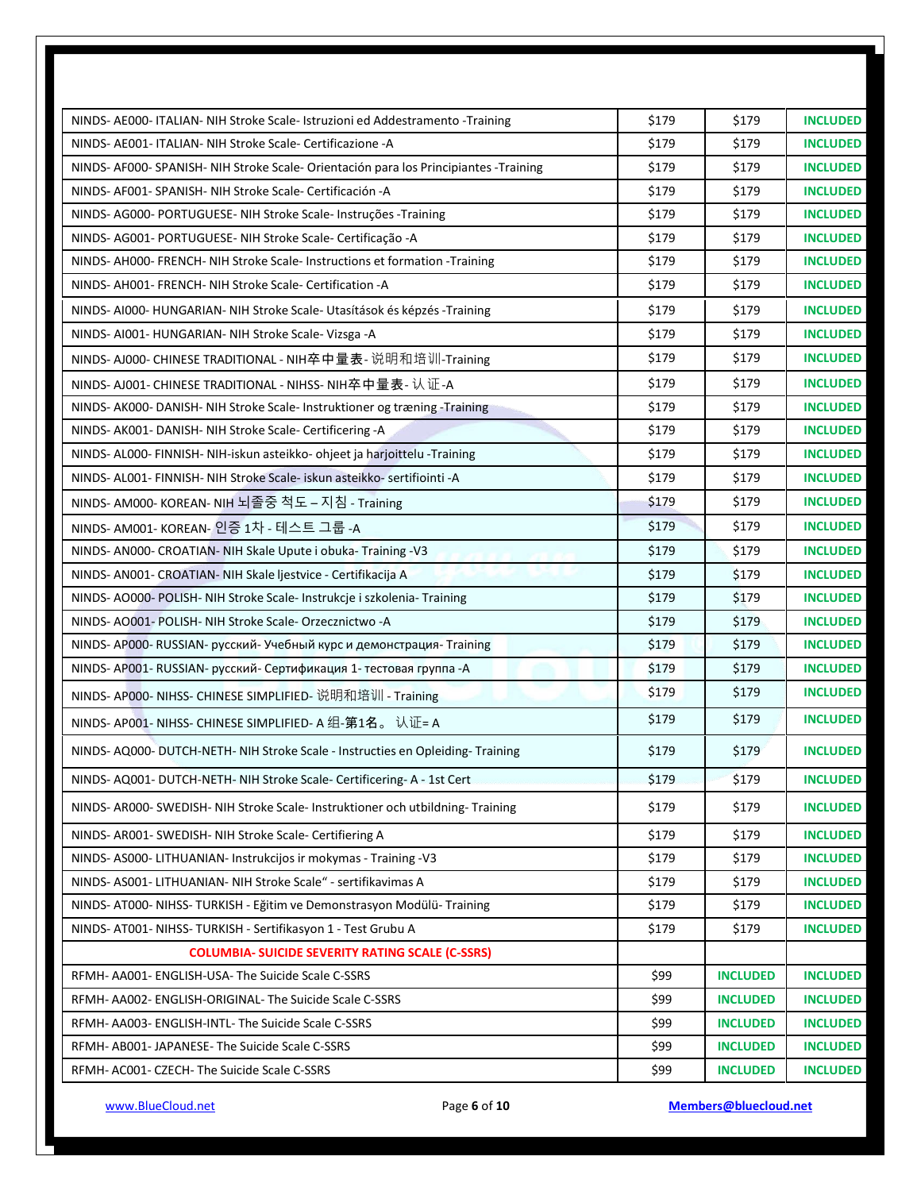| | | | |
|---|---|---|---|
| NINDS- AE000- ITALIAN- NIH Stroke Scale- Istruzioni ed Addestramento -Training | $179 | $179 | **INCLUDED** |
| NINDS- AE001- ITALIAN- NIH Stroke Scale- Certificazione -A | $179 | $179 | **INCLUDED** |
| NINDS- AF000- SPANISH- NIH Stroke Scale- Orientación para los Principiantes -Training | $179 | $179 | **INCLUDED** |
| NINDS- AF001- SPANISH- NIH Stroke Scale- Certificación -A | $179 | $179 | **INCLUDED** |
| NINDS- AG000- PORTUGUESE- NIH Stroke Scale- Instruções -Training | $179 | $179 | **INCLUDED** |
| NINDS- AG001- PORTUGUESE- NIH Stroke Scale- Certificação -A | $179 | $179 | **INCLUDED** |
| NINDS- AH000- FRENCH- NIH Stroke Scale- Instructions et formation -Training | $179 | $179 | **INCLUDED** |
| NINDS- AH001- FRENCH- NIH Stroke Scale- Certification -A | $179 | $179 | **INCLUDED** |
| NINDS- AI000- HUNGARIAN- NIH Stroke Scale- Utasítások és képzés -Training | $179 | $179 | **INCLUDED** |
| NINDS- AI001- HUNGARIAN- NIH Stroke Scale- Vizsga -A | $179 | $179 | **INCLUDED** |
| NINDS- AJ000- CHINESE TRADITIONAL - NIH卒中量表- 说明和培训-Training | $179 | $179 | **INCLUDED** |
| NINDS- AJ001- CHINESE TRADITIONAL - NIHSS- NIH卒中量表- 认证-A | $179 | $179 | **INCLUDED** |
| NINDS- AK000- DANISH- NIH Stroke Scale- Instruktioner og træning -Training | $179 | $179 | **INCLUDED** |
| NINDS- AK001- DANISH- NIH Stroke Scale- Certificering -A | $179 | $179 | **INCLUDED** |
| NINDS- AL000- FINNISH- NIH-iskun asteikko- ohjeet ja harjoittelu -Training | $179 | $179 | **INCLUDED** |
| NINDS- AL001- FINNISH- NIH Stroke Scale- iskun asteikko- sertifiointi -A | $179 | $179 | **INCLUDED** |
| NINDS- AM000- KOREAN- NIH 뇌졸중 척도 – 지침 - Training | $179 | $179 | **INCLUDED** |
| NINDS- AM001- KOREAN- 인증 1차 - 테스트 그룹 -A | $179 | $179 | **INCLUDED** |
| NINDS- AN000- CROATIAN- NIH Skale Upute i obuka- Training -V3 | $179 | $179 | **INCLUDED** |
| NINDS- AN001- CROATIAN- NIH Skale ljestvice - Certifikacija A | $179 | $179 | **INCLUDED** |
| NINDS- AO000- POLISH- NIH Stroke Scale- Instrukcje i szkolenia- Training | $179 | $179 | **INCLUDED** |
| NINDS- AO001- POLISH- NIH Stroke Scale- Orzecznictwo -A | $179 | $179 | **INCLUDED** |
| NINDS- AP000- RUSSIAN- русский- Учебный курс и демонстрация- Training | $179 | $179 | **INCLUDED** |
| NINDS- AP001- RUSSIAN- русский- Сертификация 1- тестовая группа -A | $179 | $179 | **INCLUDED** |
| NINDS- AP000- NIHSS- CHINESE SIMPLIFIED- 说明和培训 - Training | $179 | $179 | **INCLUDED** |
| NINDS- AP001- NIHSS- CHINESE SIMPLIFIED- A 组-第1名。 认证= A | $179 | $179 | **INCLUDED** |
| NINDS- AQ000- DUTCH-NETH- NIH Stroke Scale - Instructies en Opleiding- Training | $179 | $179 | **INCLUDED** |
| NINDS- AQ001- DUTCH-NETH- NIH Stroke Scale- Certificering- A - 1st Cert | $179 | $179 | **INCLUDED** |
| NINDS- AR000- SWEDISH- NIH Stroke Scale- Instruktioner och utbildning- Training | $179 | $179 | **INCLUDED** |
| NINDS- AR001- SWEDISH- NIH Stroke Scale- Certifiering A | $179 | $179 | **INCLUDED** |
| NINDS- AS000- LITHUANIAN- Instrukcijos ir mokymas - Training -V3 | $179 | $179 | **INCLUDED** |
| NINDS- AS001- LITHUANIAN- NIH Stroke Scale" - sertifikavimas A | $179 | $179 | **INCLUDED** |
| NINDS- AT000- NIHSS- TURKISH - Eğitim ve Demonstrasyon Modülü- Training | $179 | $179 | **INCLUDED** |
| NINDS- AT001- NIHSS- TURKISH - Sertifikasyon 1 - Test Grubu A | $179 | $179 | **INCLUDED** |
| **COLUMBIA- SUICIDE SEVERITY RATING SCALE (C-SSRS)** | | | |
| RFMH- AA001- ENGLISH-USA- The Suicide Scale C-SSRS | $99 | **INCLUDED** | **INCLUDED** |
| RFMH- AA002- ENGLISH-ORIGINAL- The Suicide Scale C-SSRS | $99 | **INCLUDED** | **INCLUDED** |
| RFMH- AA003- ENGLISH-INTL- The Suicide Scale C-SSRS | $99 | **INCLUDED** | **INCLUDED** |
| RFMH- AB001- JAPANESE- The Suicide Scale C-SSRS | $99 | **INCLUDED** | **INCLUDED** |
| RFMH- AC001- CZECH- The Suicide Scale C-SSRS | $99 | **INCLUDED** | **INCLUDED** |

www.BlueCloud.net | **Members@bluecloud.net**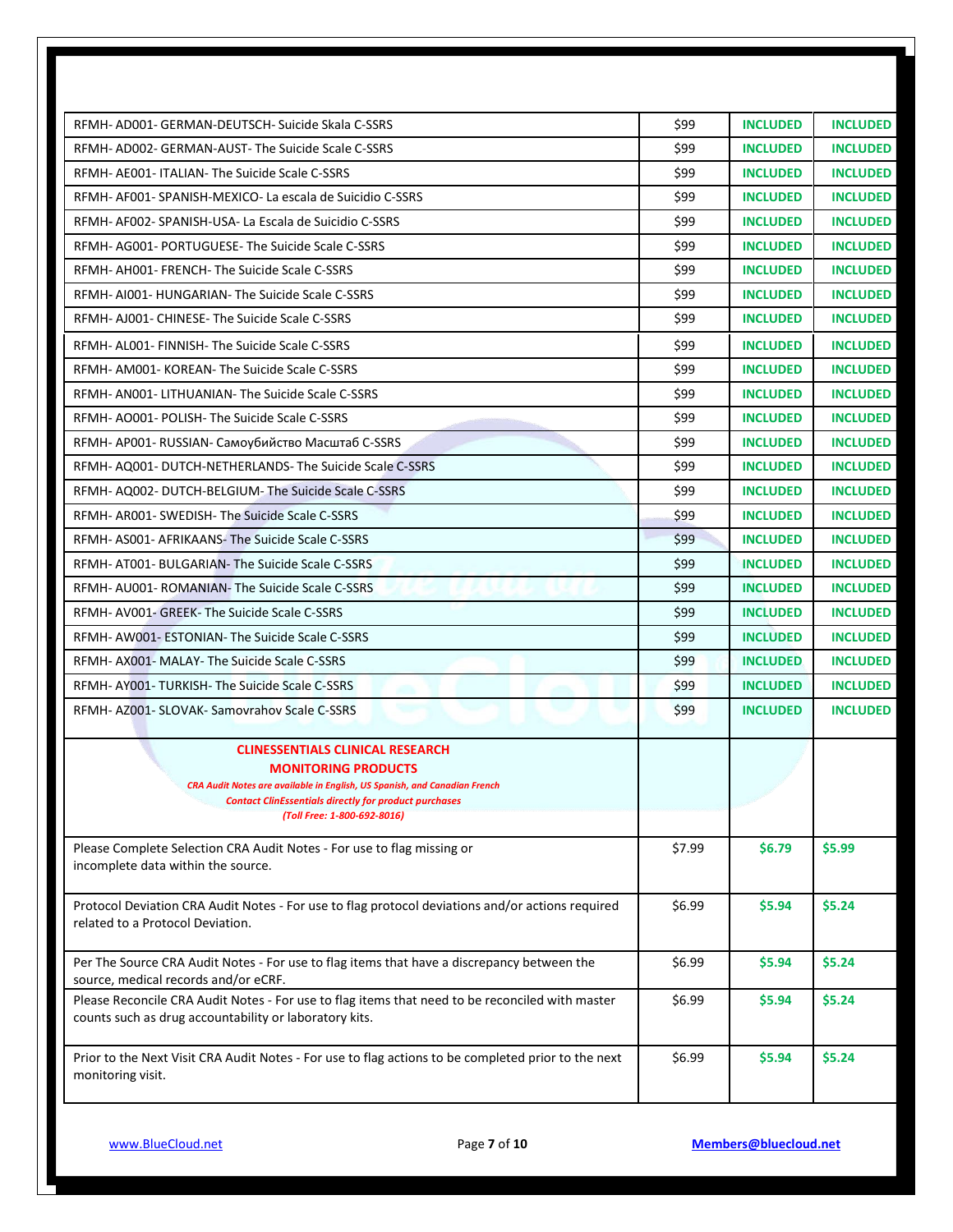| | | | |
|---|---|---|---|
| RFMH- AD001- GERMAN-DEUTSCH- Suicide Skala C-SSRS | $99 | **INCLUDED** | **INCLUDED** |
| RFMH- AD002- GERMAN-AUST- The Suicide Scale C-SSRS | $99 | **INCLUDED** | **INCLUDED** |
| RFMH- AE001- ITALIAN- The Suicide Scale C-SSRS | $99 | **INCLUDED** | **INCLUDED** |
| RFMH- AF001- SPANISH-MEXICO- La escala de Suicidio C-SSRS | $99 | **INCLUDED** | **INCLUDED** |
| RFMH- AF002- SPANISH-USA- La Escala de Suicidio C-SSRS | $99 | **INCLUDED** | **INCLUDED** |
| RFMH- AG001- PORTUGUESE- The Suicide Scale C-SSRS | $99 | **INCLUDED** | **INCLUDED** |
| RFMH- AH001- FRENCH- The Suicide Scale C-SSRS | $99 | **INCLUDED** | **INCLUDED** |
| RFMH- AI001- HUNGARIAN- The Suicide Scale C-SSRS | $99 | **INCLUDED** | **INCLUDED** |
| RFMH- AJ001- CHINESE- The Suicide Scale C-SSRS | $99 | **INCLUDED** | **INCLUDED** |
| RFMH- AL001- FINNISH- The Suicide Scale C-SSRS | $99 | **INCLUDED** | **INCLUDED** |
| RFMH- AM001- KOREAN- The Suicide Scale C-SSRS | $99 | **INCLUDED** | **INCLUDED** |
| RFMH- AN001- LITHUANIAN- The Suicide Scale C-SSRS | $99 | **INCLUDED** | **INCLUDED** |
| RFMH- AO001- POLISH- The Suicide Scale C-SSRS | $99 | **INCLUDED** | **INCLUDED** |
| RFMH- AP001- RUSSIAN- Самоубийство Масштаб C-SSRS | $99 | **INCLUDED** | **INCLUDED** |
| RFMH- AQ001- DUTCH-NETHERLANDS- The Suicide Scale C-SSRS | $99 | **INCLUDED** | **INCLUDED** |
| RFMH- AQ002- DUTCH-BELGIUM- The Suicide Scale C-SSRS | $99 | **INCLUDED** | **INCLUDED** |
| RFMH- AR001- SWEDISH- The Suicide Scale C-SSRS | $99 | **INCLUDED** | **INCLUDED** |
| RFMH- AS001- AFRIKAANS- The Suicide Scale C-SSRS | $99 | **INCLUDED** | **INCLUDED** |
| RFMH- AT001- BULGARIAN- The Suicide Scale C-SSRS | $99 | **INCLUDED** | **INCLUDED** |
| RFMH- AU001- ROMANIAN- The Suicide Scale C-SSRS | $99 | **INCLUDED** | **INCLUDED** |
| RFMH- AV001- GREEK- The Suicide Scale C-SSRS | $99 | **INCLUDED** | **INCLUDED** |
| RFMH- AW001- ESTONIAN- The Suicide Scale C-SSRS | $99 | **INCLUDED** | **INCLUDED** |
| RFMH- AX001- MALAY- The Suicide Scale C-SSRS | $99 | **INCLUDED** | **INCLUDED** |
| RFMH- AY001- TURKISH- The Suicide Scale C-SSRS | $99 | **INCLUDED** | **INCLUDED** |
| RFMH- AZ001- SLOVAK- Samovrahov Scale C-SSRS | $99 | **INCLUDED** | **INCLUDED** |
| **CLINESSENTIALS CLINICAL RESEARCH MONITORING PRODUCTS** *CRA Audit Notes are available in English, US Spanish, and Canadian French* *Contact ClinEssentials directly for product purchases* *(Toll Free: 1-800-692-8016)* | | | |
| Please Complete Selection CRA Audit Notes - For use to flag missing or incomplete data within the source. | $7.99 | **$6.79** | **$5.99** |
| Protocol Deviation CRA Audit Notes - For use to flag protocol deviations and/or actions required related to a Protocol Deviation. | $6.99 | **$5.94** | **$5.24** |
| Per The Source CRA Audit Notes - For use to flag items that have a discrepancy between the source, medical records and/or eCRF. | $6.99 | **$5.94** | **$5.24** |
| Please Reconcile CRA Audit Notes - For use to flag items that need to be reconciled with master counts such as drug accountability or laboratory kits. | $6.99 | **$5.94** | **$5.24** |
| Prior to the Next Visit CRA Audit Notes - For use to flag actions to be completed prior to the next monitoring visit. | $6.99 | **$5.94** | **$5.24** |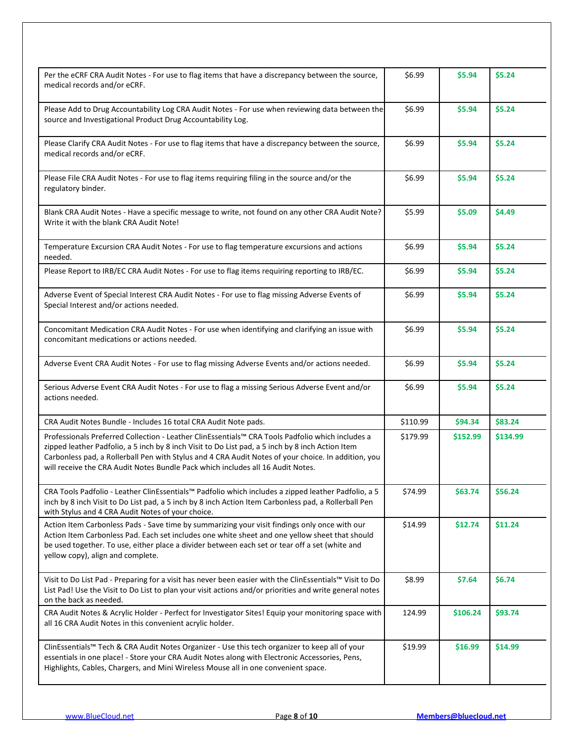| | | | |
|---|---|---|---|
| Per the eCRF CRA Audit Notes - For use to flag items that have a discrepancy between the source, medical records and/or eCRF. | $6.99 | **$5.94** | **$5.24** |
| Please Add to Drug Accountability Log CRA Audit Notes - For use when reviewing data between the source and Investigational Product Drug Accountability Log. | $6.99 | **$5.94** | **$5.24** |
| Please Clarify CRA Audit Notes - For use to flag items that have a discrepancy between the source, medical records and/or eCRF. | $6.99 | **$5.94** | **$5.24** |
| Please File CRA Audit Notes - For use to flag items requiring filing in the source and/or the regulatory binder. | $6.99 | **$5.94** | **$5.24** |
| Blank CRA Audit Notes - Have a specific message to write, not found on any other CRA Audit Note? Write it with the blank CRA Audit Note! | $5.99 | **$5.09** | **$4.49** |
| Temperature Excursion CRA Audit Notes - For use to flag temperature excursions and actions needed. | $6.99 | **$5.94** | **$5.24** |
| Please Report to IRB/EC CRA Audit Notes - For use to flag items requiring reporting to IRB/EC. | $6.99 | **$5.94** | **$5.24** |
| Adverse Event of Special Interest CRA Audit Notes - For use to flag missing Adverse Events of Special Interest and/or actions needed. | $6.99 | **$5.94** | **$5.24** |
| Concomitant Medication CRA Audit Notes - For use when identifying and clarifying an issue with concomitant medications or actions needed. | $6.99 | **$5.94** | **$5.24** |
| Adverse Event CRA Audit Notes - For use to flag missing Adverse Events and/or actions needed. | $6.99 | **$5.94** | **$5.24** |
| Serious Adverse Event CRA Audit Notes - For use to flag a missing Serious Adverse Event and/or actions needed. | $6.99 | **$5.94** | **$5.24** |
| CRA Audit Notes Bundle - Includes 16 total CRA Audit Note pads. | $110.99 | **$94.34** | **$83.24** |
| Professionals Preferred Collection - Leather ClinEssentials™ CRA Tools Padfolio which includes a zipped leather Padfolio, a 5 inch by 8 inch Visit to Do List pad, a 5 inch by 8 inch Action Item Carbonless pad, a Rollerball Pen with Stylus and 4 CRA Audit Notes of your choice. In addition, you will receive the CRA Audit Notes Bundle Pack which includes all 16 Audit Notes. | $179.99 | **$152.99** | **$134.99** |
| CRA Tools Padfolio - Leather ClinEssentials™ Padfolio which includes a zipped leather Padfolio, a 5 inch by 8 inch Visit to Do List pad, a 5 inch by 8 inch Action Item Carbonless pad, a Rollerball Pen with Stylus and 4 CRA Audit Notes of your choice. | $74.99 | **$63.74** | **$56.24** |
| Action Item Carbonless Pads - Save time by summarizing your visit findings only once with our Action Item Carbonless Pad. Each set includes one white sheet and one yellow sheet that should be used together. To use, either place a divider between each set or tear off a set (white and yellow copy), align and complete. | $14.99 | **$12.74** | **$11.24** |
| Visit to Do List Pad - Preparing for a visit has never been easier with the ClinEssentials™ Visit to Do List Pad! Use the Visit to Do List to plan your visit actions and/or priorities and write general notes on the back as needed. | $8.99 | **$7.64** | **$6.74** |
| CRA Audit Notes & Acrylic Holder - Perfect for Investigator Sites! Equip your monitoring space with all 16 CRA Audit Notes in this convenient acrylic holder. | 124.99 | **$106.24** | **$93.74** |
| ClinEssentials™ Tech & CRA Audit Notes Organizer - Use this tech organizer to keep all of your essentials in one place! - Store your CRA Audit Notes along with Electronic Accessories, Pens, Highlights, Cables, Chargers, and Mini Wireless Mouse all in one convenient space. | $19.99 | **$16.99** | **$14.99** |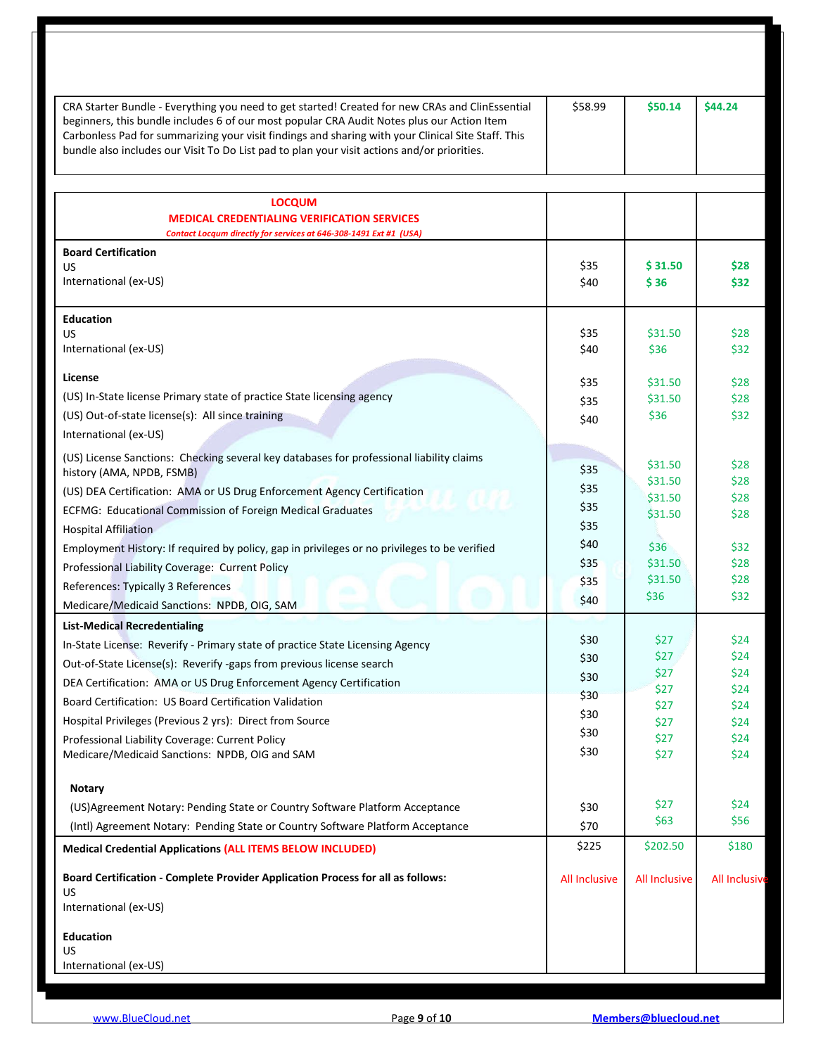| CRA Starter Bundle - Everything you need to get started! Created for new CRAs and ClinEssential beginners, this bundle includes 6 of our most popular CRA Audit Notes plus our Action Item Carbonless Pad for summarizing your visit findings and sharing with your Clinical Site Staff. This bundle also includes our Visit To Do List pad to plan your visit actions and/or priorities. | $58.99 | **$50.14** | **$44.24** |
|---|---|---|---|
| **LOCQUM**<br>**MEDICAL CREDENTIALING VERIFICATION SERVICES**<br>***Contact Locqum directly for services at 646-308-1491 Ext #1 (USA)*** | | | |
| **Board Certification** | | | |
| US | $35 | **$ 31.50** | **$28** |
| International (ex-US) | $40 | **$ 36** | **$32** |
| **Education** | | | |
| US | $35 | $31.50 | $28 |
| International (ex-US) | $40 | $36 | $32 |
| **License** | | | |
| (US) In-State license Primary state of practice State licensing agency | $35 | $31.50 | $28 |
| (US) Out-of-state license(s): All since training | $35 | $31.50 | $28 |
| International (ex-US) | $40 | $36 | $32 |
| (US) License Sanctions: Checking several key databases for professional liability claims history (AMA, NPDB, FSMB) | $35 | $31.50 | $28 |
| (US) DEA Certification: AMA or US Drug Enforcement Agency Certification | $35 | $31.50 | $28 |
| ECFMG: Educational Commission of Foreign Medical Graduates | $35 | $31.50 | $28 |
| Hospital Affiliation | $35 | $31.50 | $28 |
| Employment History: If required by policy, gap in privileges or no privileges to be verified | $40 | $36 | $32 |
| Professional Liability Coverage: Current Policy | $35 | $31.50 | $28 |
| References: Typically 3 References | $35 | $31.50 | $28 |
| Medicare/Medicaid Sanctions: NPDB, OIG, SAM | $40 | $36 | $32 |
| **List-Medical Recredentialing** | | | |
| In-State License: Reverify - Primary state of practice State Licensing Agency | $30 | $27 | $24 |
| Out-of-State License(s): Reverify -gaps from previous license search | $30 | $27 | $24 |
| DEA Certification: AMA or US Drug Enforcement Agency Certification | $30 | $27 | $24 |
| Board Certification: US Board Certification Validation | $30 | $27 | $24 |
| Hospital Privileges (Previous 2 yrs): Direct from Source | $30 | $27 | $24 |
| Professional Liability Coverage: Current Policy | $30 | $27 | $24 |
| Medicare/Medicaid Sanctions: NPDB, OIG and SAM | $30 | $27 | $24 |
| **Notary** | | | |
| (US)Agreement Notary: Pending State or Country Software Platform Acceptance | $30 | $27 | $24 |
| (Intl) Agreement Notary: Pending State or Country Software Platform Acceptance | $70 | $63 | $56 |
| **Medical Credential Applications (ALL ITEMS BELOW INCLUDED)** | $225 | $202.50 | $180 |
| **Board Certification - Complete Provider Application Process for all as follows:**<br>US<br>International (ex-US) | All Inclusive | All Inclusive | All Inclusive |
| **Education**<br>US<br>International (ex-US) | | | |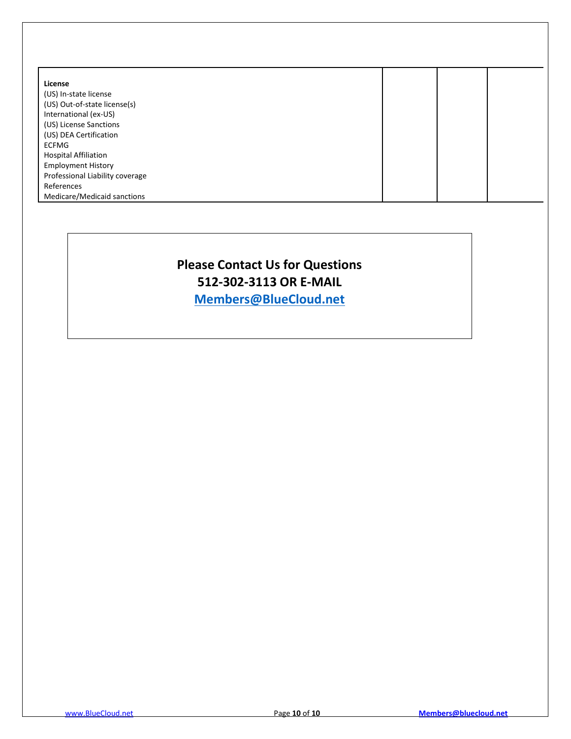| | | | |
|---|---|---|---|
| **License**<br>(US) In-state license<br>(US) Out-of-state license(s)<br>International (ex-US)<br>(US) License Sanctions<br>(US) DEA Certification<br>ECFMG<br>Hospital Affiliation<br>Employment History<br>Professional Liability coverage<br>References<br>Medicare/Medicaid sanctions | | | |

**Please Contact Us for Questions**
**512-302-3113 OR E-MAIL**
**Members@BlueCloud.net**